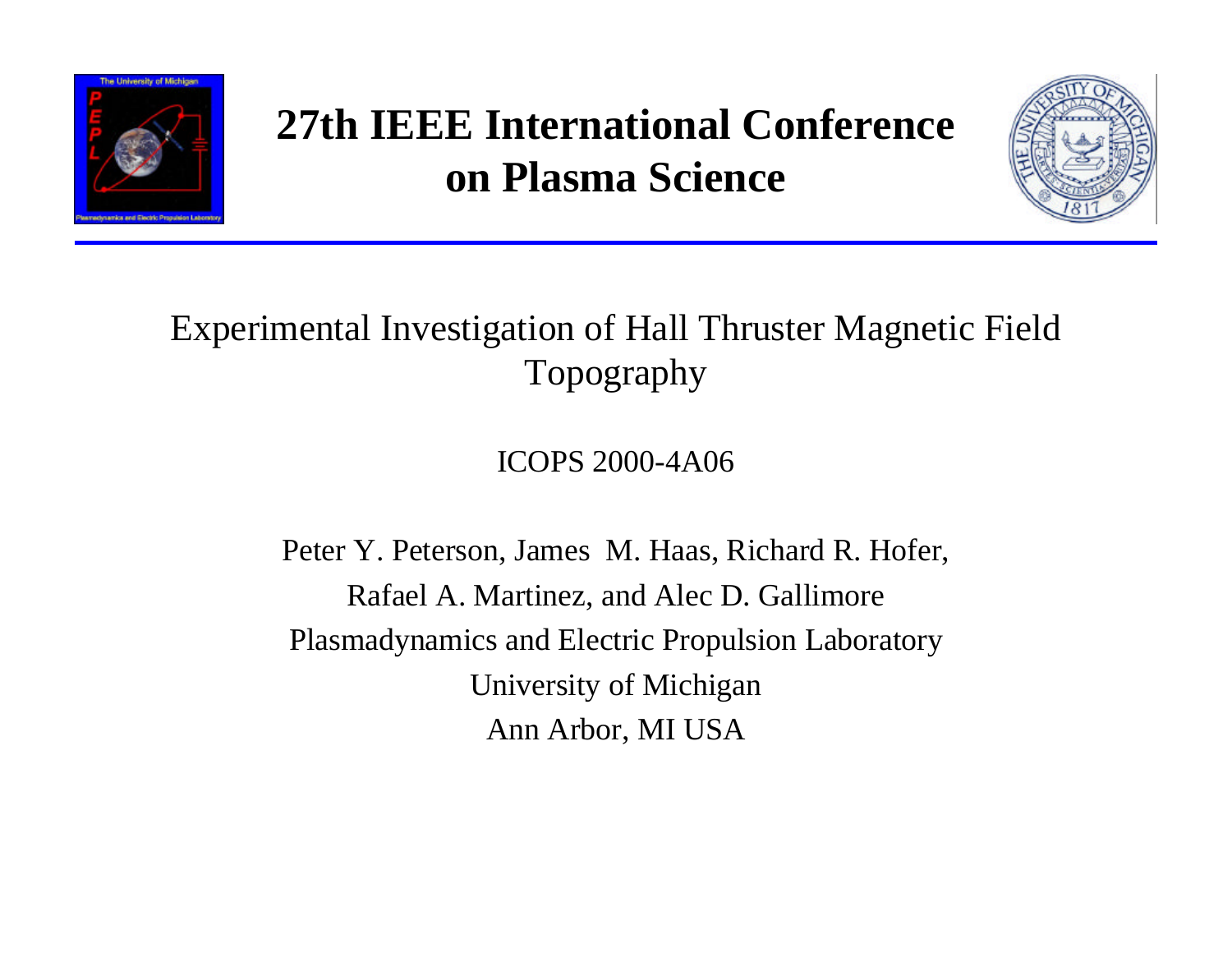# 27th IEEE International Conference on Plasma Science

## Experimental Investigation of Hall Thruster Magnetic Field Topography

ICOPS 2000-4A06

Peter Y. Peterson, James M. Haas, Richard R. Hofer,
Rafael A. Martinez, and Alec D. Gallimore
Plasmadynamics and Electric Propulsion Laboratory
University of Michigan
Ann Arbor, MI USA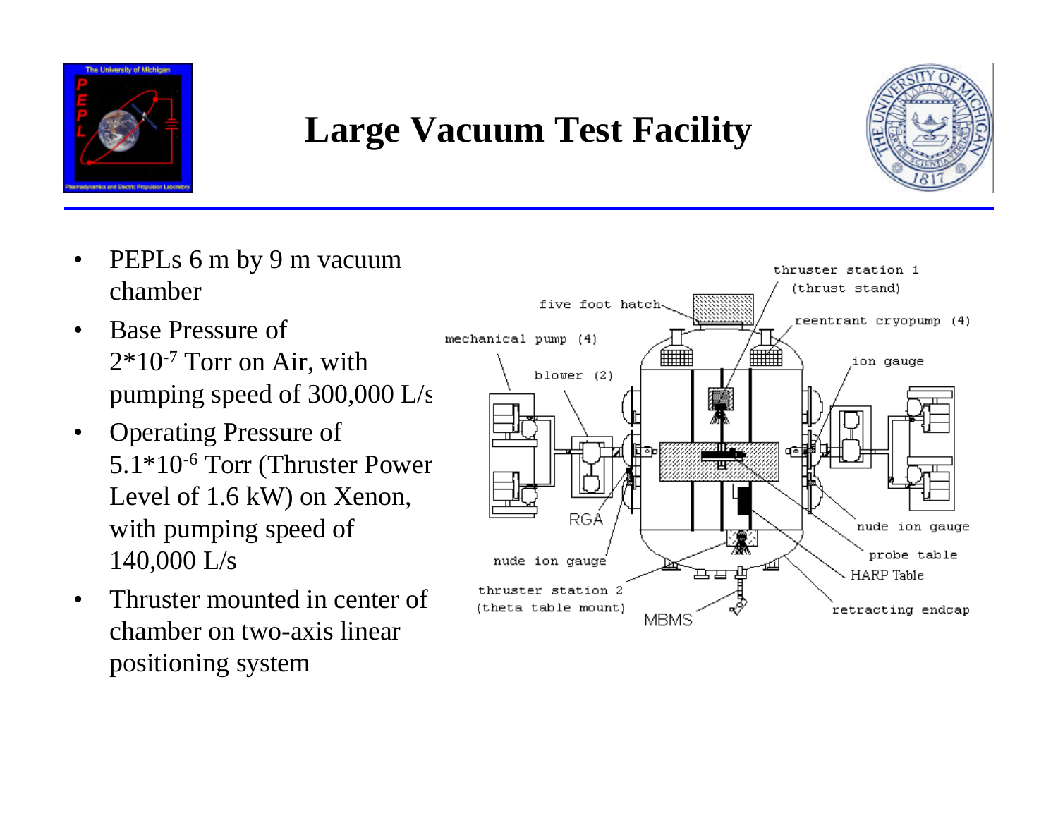# Large Vacuum Test Facility

- PEPLs 6 m by 9 m vacuum chamber
- Base Pressure of $2*10^{-7}$ Torr on Air, with pumping speed of 300,000 L/s
- Operating Pressure of $5.1*10^{-6}$ Torr (Thruster Power Level of 1.6 kW) on Xenon, with pumping speed of 140,000 L/s
- Thruster mounted in center of chamber on two-axis linear positioning system

thruster station 1 (thrust stand)

five foot hatch

reentrant cryopump (4)

mechanical pump (4)

ion gauge

blower (2)

RGA

nude ion gauge

nude ion gauge

probe table

HARP Table

thruster station 2 (theta table mount)

MBMS

retracting endcap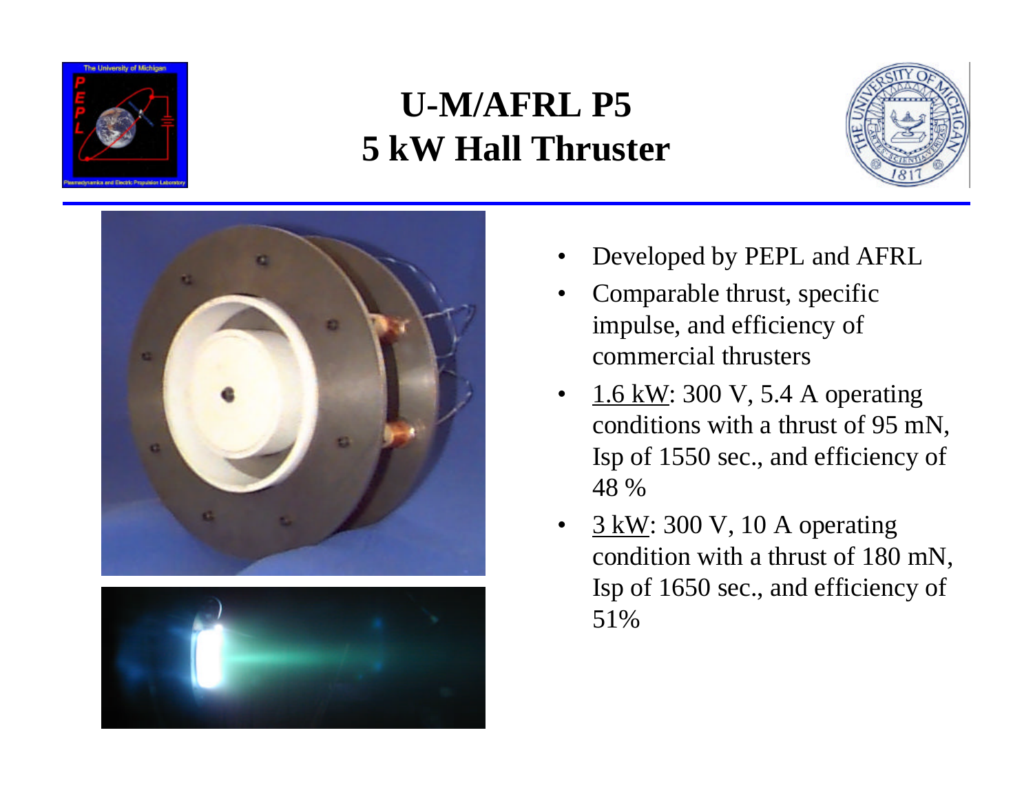# U-M/AFRL P5
# 5 kW Hall Thruster

- Developed by PEPL and AFRL
- Comparable thrust, specific impulse, and efficiency of commercial thrusters
- 1.6 kW: 300 V, 5.4 A operating conditions with a thrust of 95 mN, Isp of 1550 sec., and efficiency of 48 %
- 3 kW: 300 V, 10 A operating condition with a thrust of 180 mN, Isp of 1650 sec., and efficiency of 51%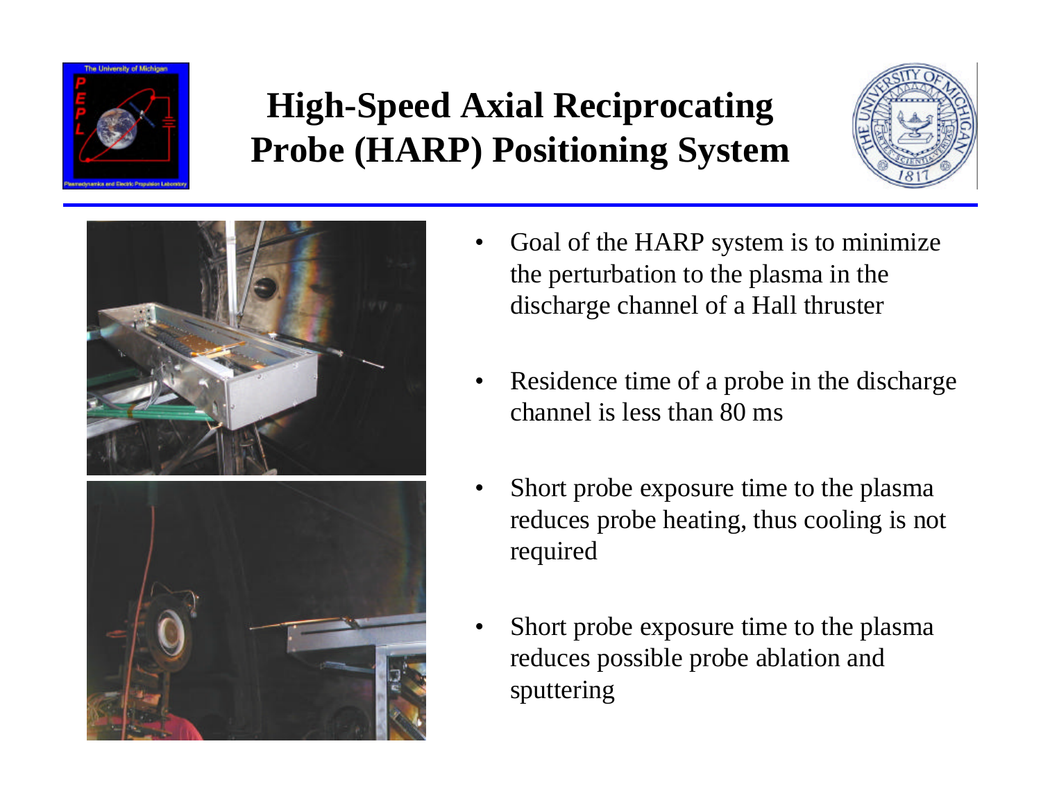# High-Speed Axial Reciprocating Probe (HARP) Positioning System

- Goal of the HARP system is to minimize the perturbation to the plasma in the discharge channel of a Hall thruster
- Residence time of a probe in the discharge channel is less than 80 ms
- Short probe exposure time to the plasma reduces probe heating, thus cooling is not required
- Short probe exposure time to the plasma reduces possible probe ablation and sputtering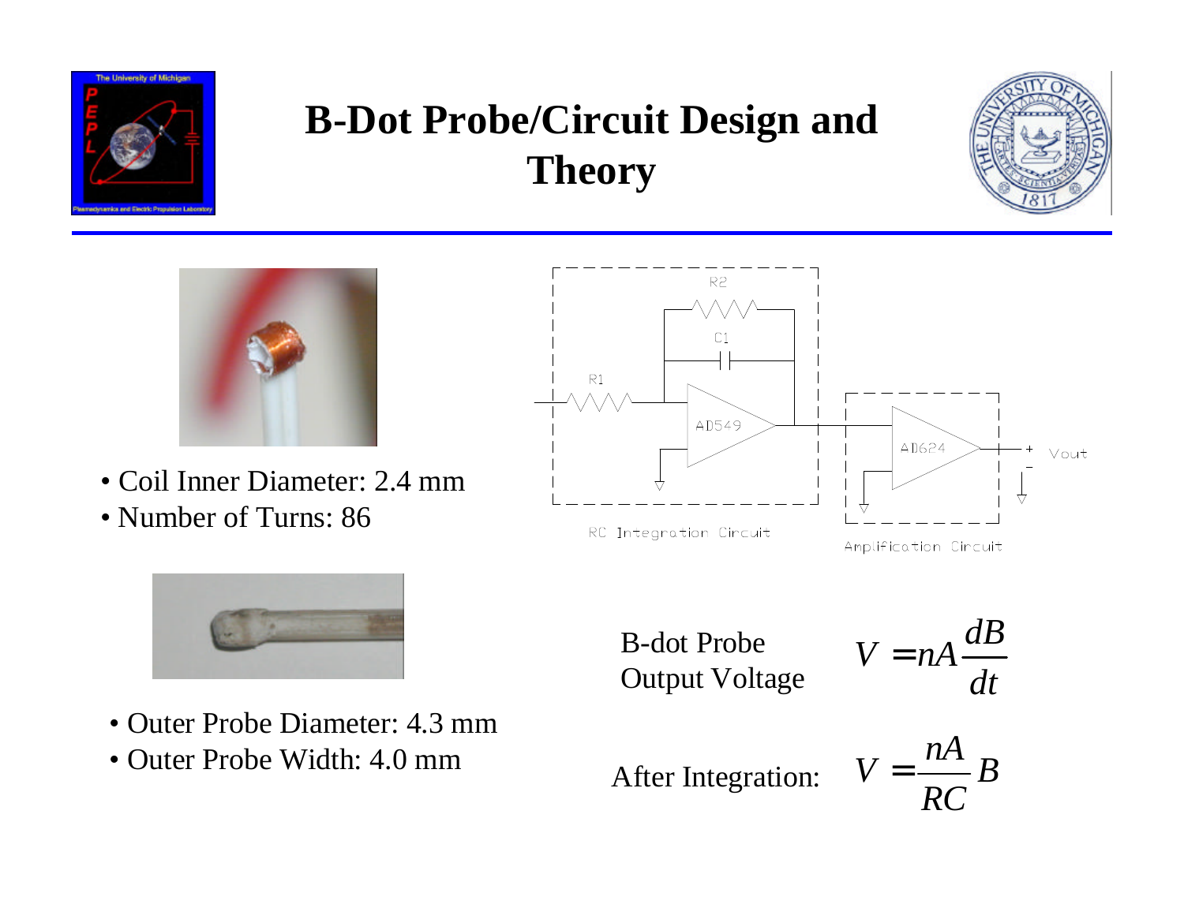# B-Dot Probe/Circuit Design and Theory

- Coil Inner Diameter: 2.4 mm
- Number of Turns: 86

- Outer Probe Diameter: 4.3 mm
- Outer Probe Width: 4.0 mm

R2

C1

R1

AD549

AD624

Vout

RC Integration Circuit

Amplification Circuit

B-dot Probe Output Voltage

$$V = nA\frac{dB}{dt}$$

After Integration:

$$V = \frac{nA}{RC}B$$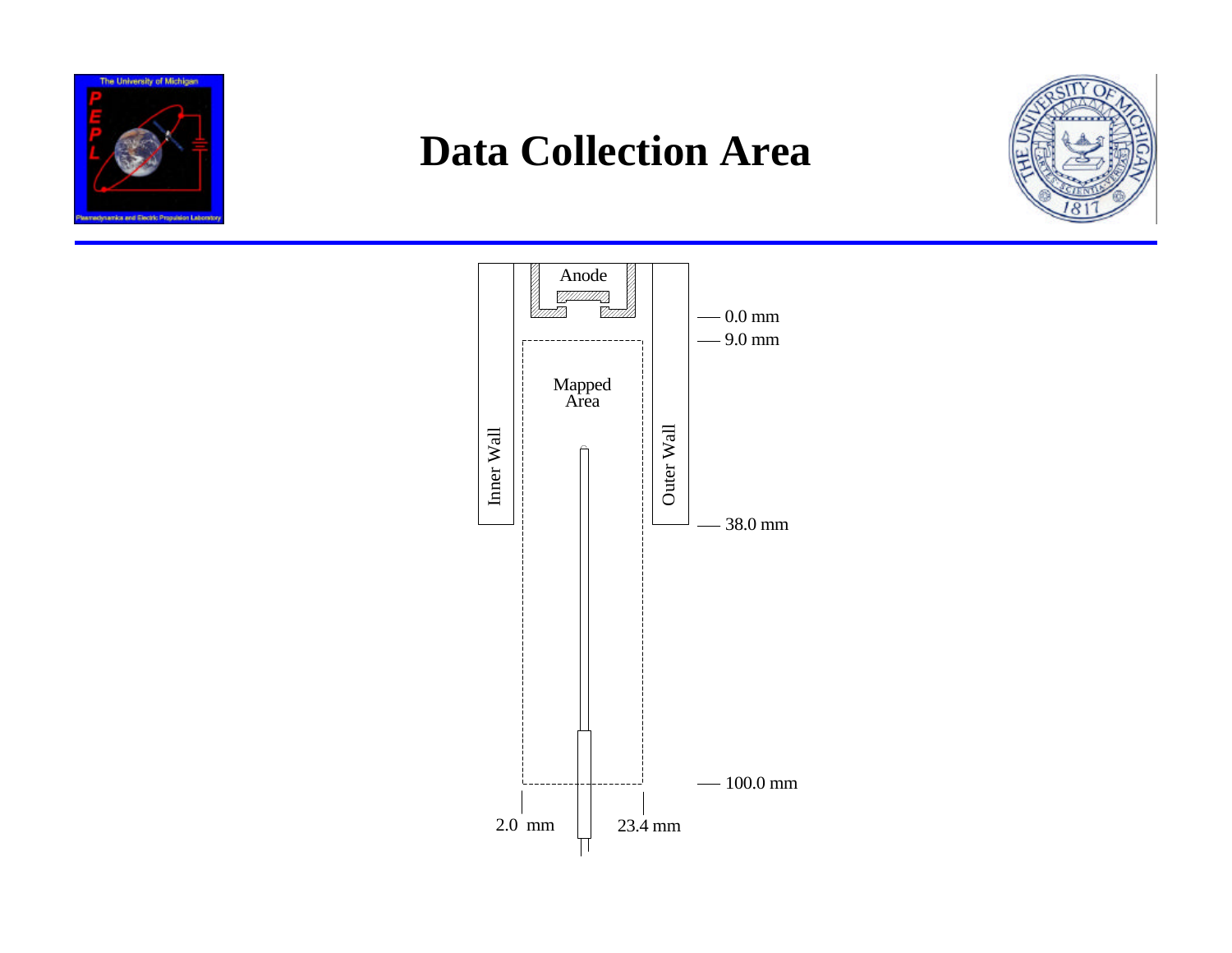# Data Collection Area

Anode

Mapped Area

Inner Wall

Outer Wall

0.0 mm

9.0 mm

38.0 mm

100.0 mm

2.0 mm

23.4 mm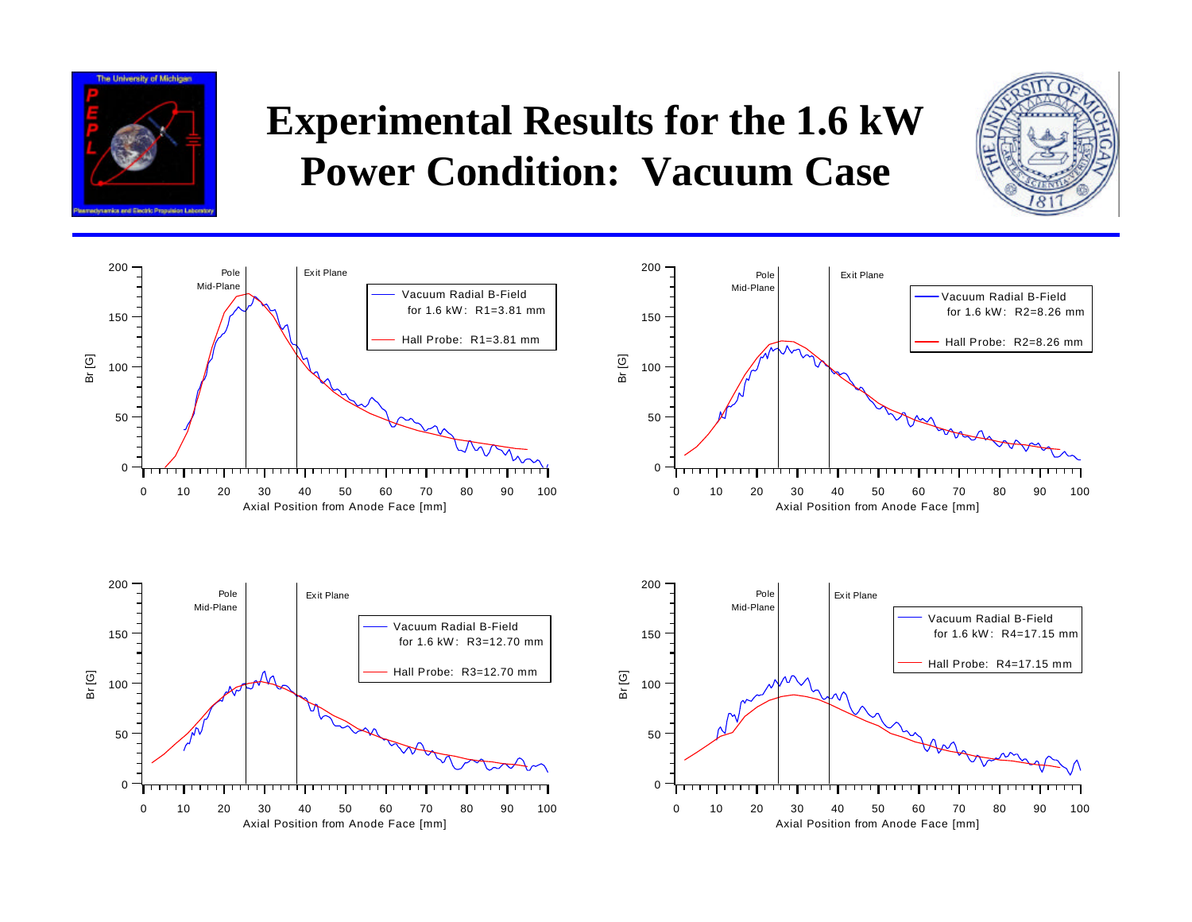# Experimental Results for the 1.6 kW Power Condition: Vacuum Case

Pole Mid-Plane | Exit Plane

Vacuum Radial B-Field for 1.6 kW: R1=3.81 mm

Hall Probe: R1=3.81 mm

Br [G]

Axial Position from Anode Face [mm]

Pole Mid-Plane | Exit Plane

Vacuum Radial B-Field for 1.6 kW: R2=8.26 mm

Hall Probe: R2=8.26 mm

Br [G]

Axial Position from Anode Face [mm]

Pole Mid-Plane | Exit Plane

Vacuum Radial B-Field for 1.6 kW: R3=12.70 mm

Hall Probe: R3=12.70 mm

Br [G]

Axial Position from Anode Face [mm]

Pole Mid-Plane | Exit Plane

Vacuum Radial B-Field for 1.6 kW: R4=17.15 mm

Hall Probe: R4=17.15 mm

Br [G]

Axial Position from Anode Face [mm]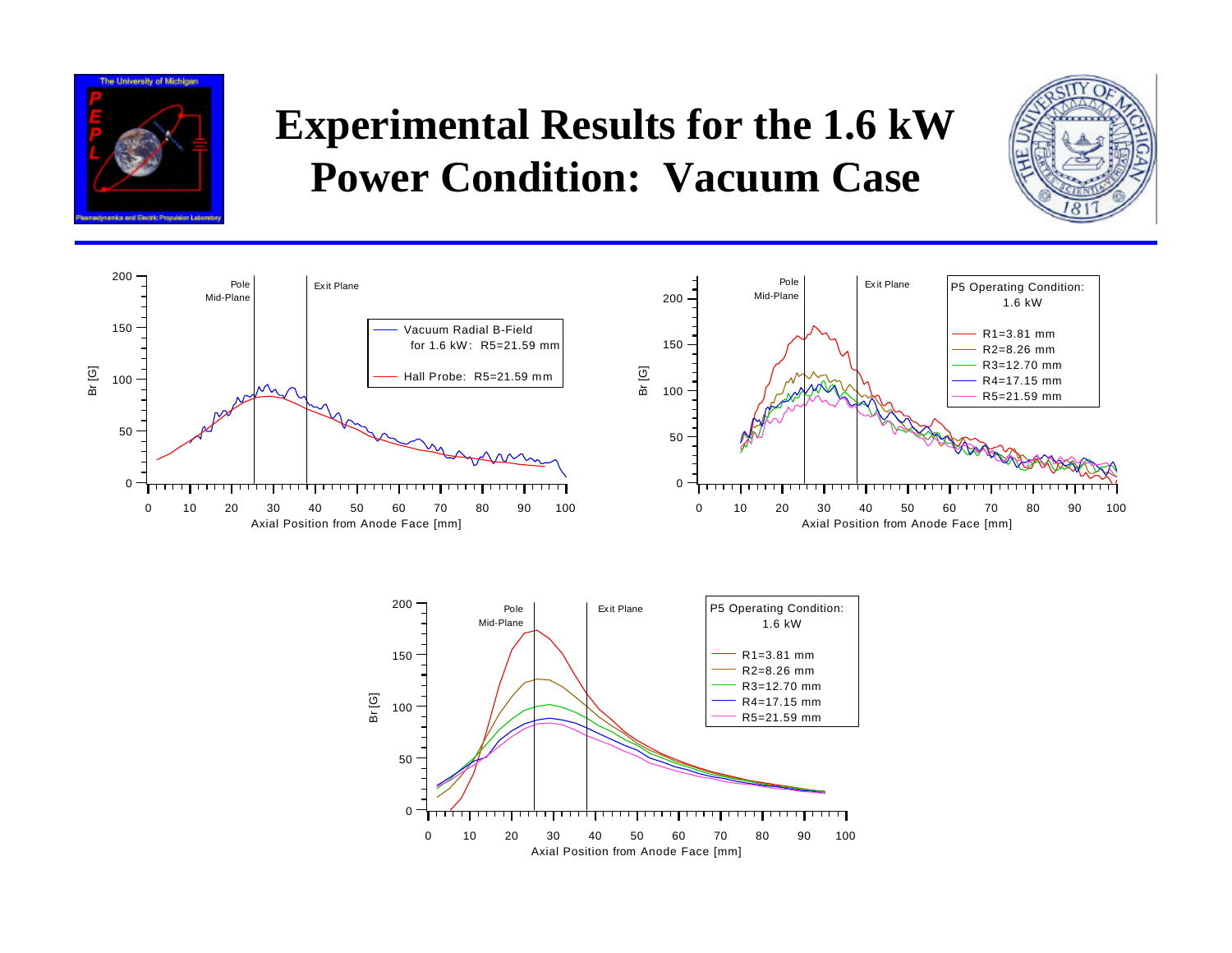# Experimental Results for the 1.6 kW Power Condition: Vacuum Case

Pole Mid-Plane

Exit Plane

Vacuum Radial B-Field for 1.6 kW: R5=21.59 mm

Hall Probe: R5=21.59 mm

Br [G]

Axial Position from Anode Face [mm]

Pole Mid-Plane

Exit Plane

P5 Operating Condition: 1.6 kW

R1=3.81 mm
R2=8.26 mm
R3=12.70 mm
R4=17.15 mm
R5=21.59 mm

Br [G]

Axial Position from Anode Face [mm]

Pole Mid-Plane

Exit Plane

P5 Operating Condition: 1.6 kW

R1=3.81 mm
R2=8.26 mm
R3=12.70 mm
R4=17.15 mm
R5=21.59 mm

Br [G]

Axial Position from Anode Face [mm]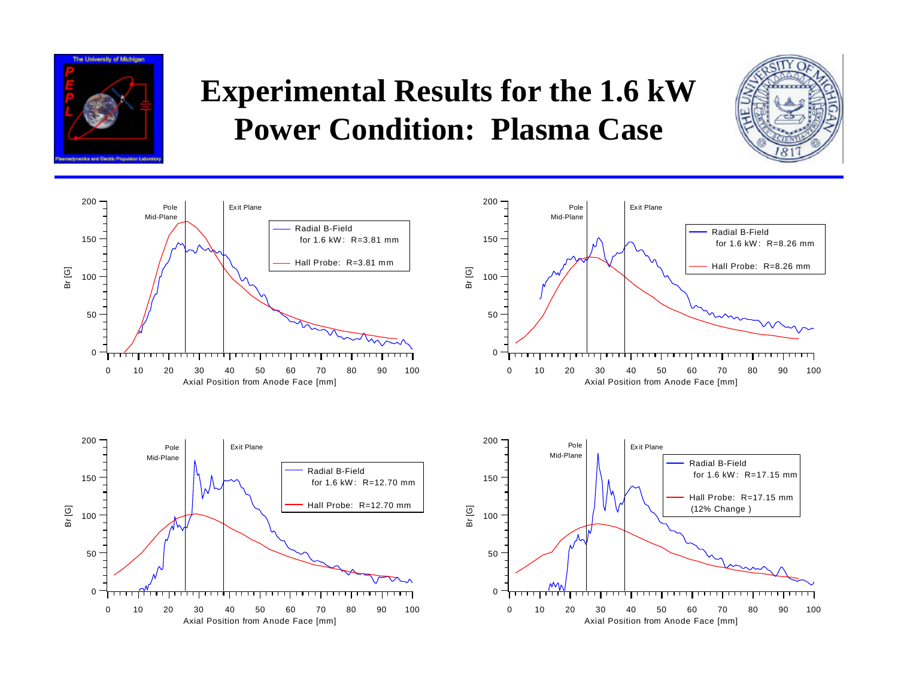# Experimental Results for the 1.6 kW Power Condition: Plasma Case

Pole Mid-Plane | Exit Plane

Radial B-Field for 1.6 kW: R=3.81 mm

Hall Probe: R=3.81 mm

Br [G]

Axial Position from Anode Face [mm]

Pole Mid-Plane | Exit Plane

Radial B-Field for 1.6 kW: R=8.26 mm

Hall Probe: R=8.26 mm

Br [G]

Axial Position from Anode Face [mm]

Pole Mid-Plane | Exit Plane

Radial B-Field for 1.6 kW: R=12.70 mm

Hall Probe: R=12.70 mm

Br [G]

Axial Position from Anode Face [mm]

Pole Mid-Plane | Exit Plane

Radial B-Field for 1.6 kW: R=17.15 mm

Hall Probe: R=17.15 mm (12% Change)

Br [G]

Axial Position from Anode Face [mm]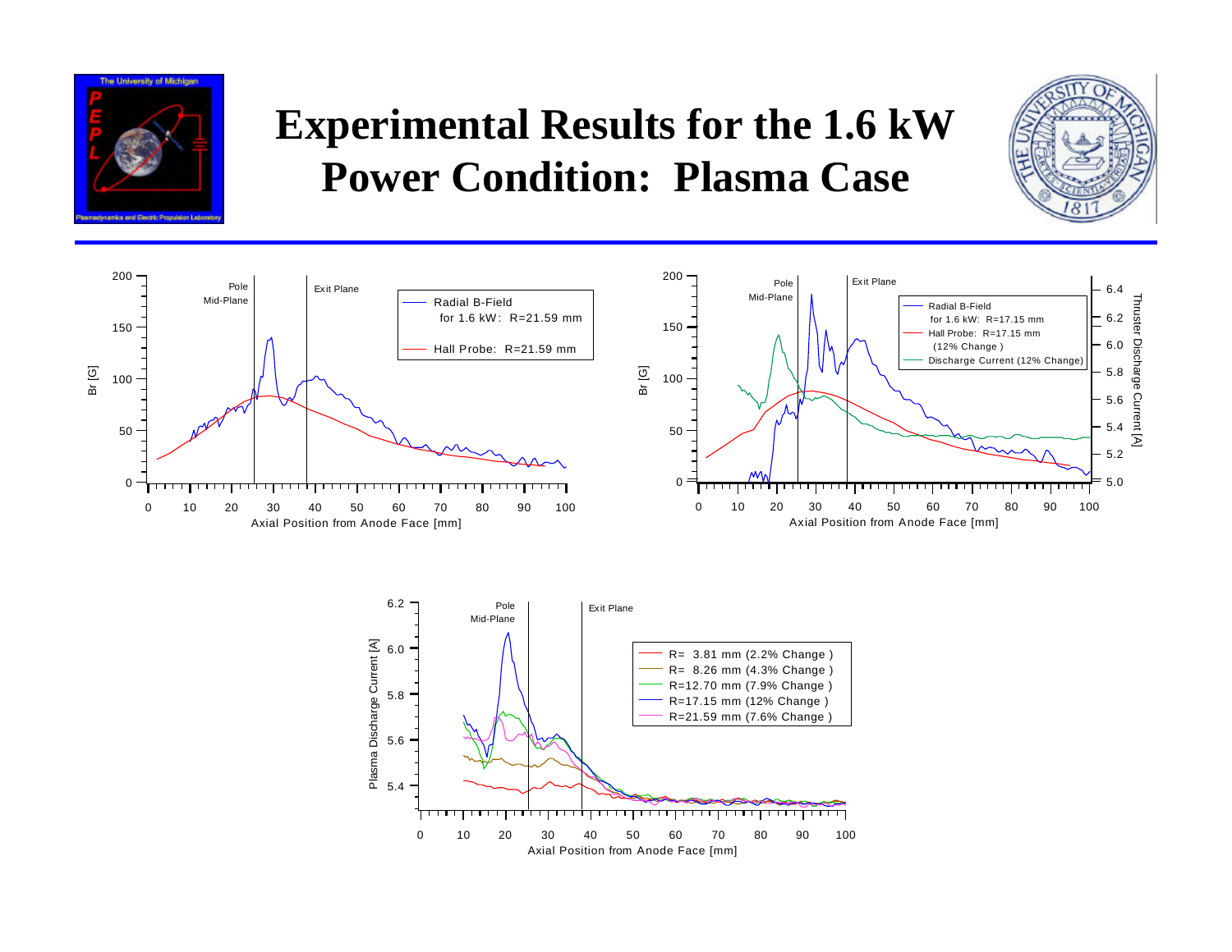# Experimental Results for the 1.6 kW Power Condition: Plasma Case

Radial B-Field for 1.6 kW: R=21.59 mm

Hall Probe: R=21.59 mm

Radial B-Field for 1.6 kW: R=17.15 mm

Hall Probe: R=17.15 mm (12% Change)

Discharge Current (12% Change)

R= 3.81 mm (2.2% Change)

R= 8.26 mm (4.3% Change)

R=12.70 mm (7.9% Change)

R=17.15 mm (12% Change)

R=21.59 mm (7.6% Change)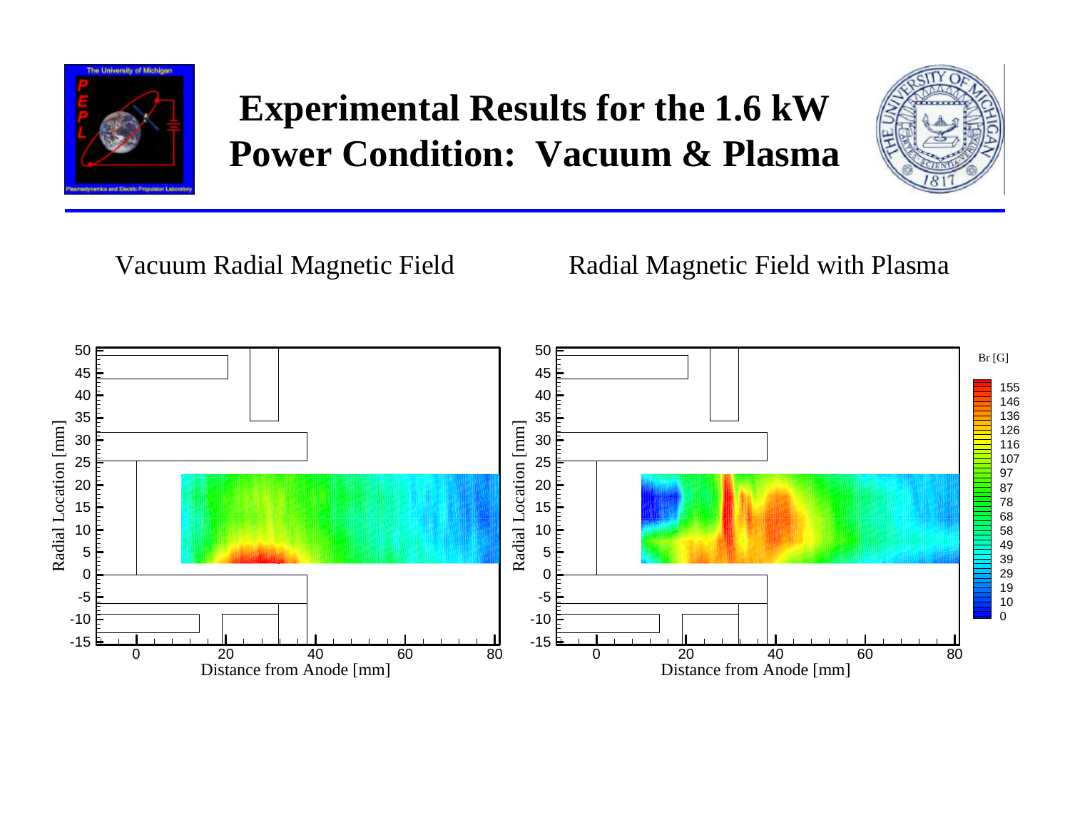# Experimental Results for the 1.6 kW Power Condition: Vacuum & Plasma

Vacuum Radial Magnetic Field

Radial Magnetic Field with Plasma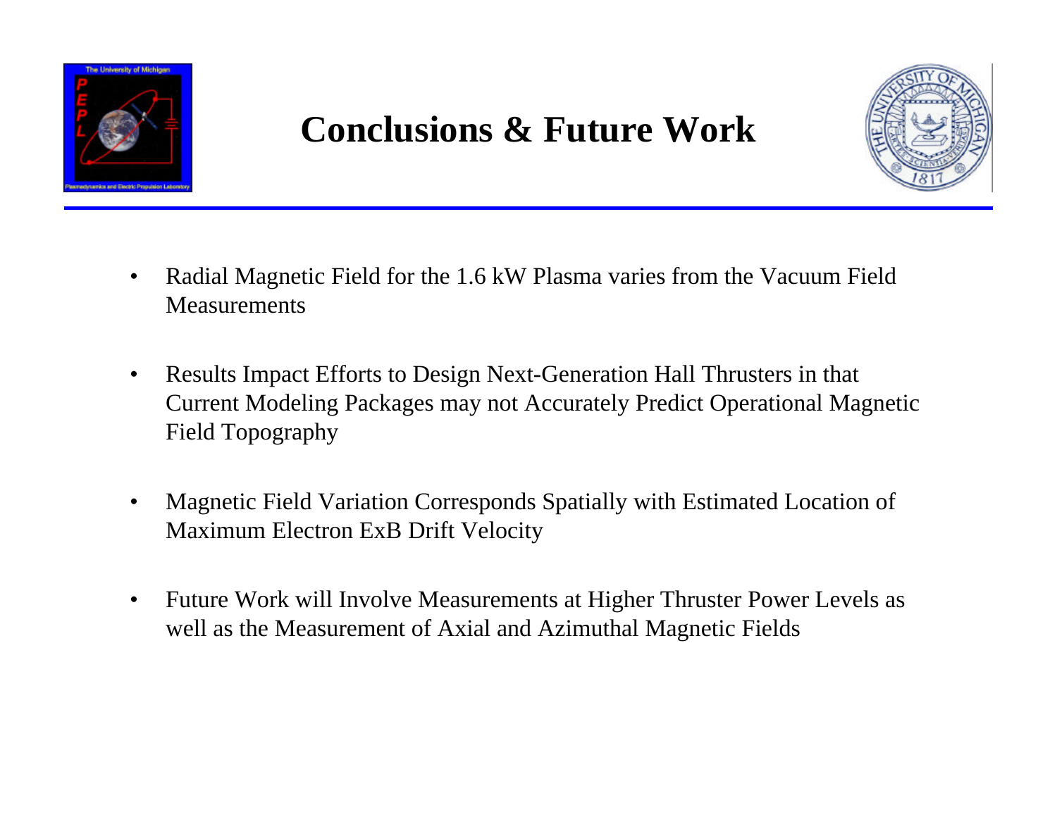# Conclusions & Future Work

- Radial Magnetic Field for the 1.6 kW Plasma varies from the Vacuum Field Measurements
- Results Impact Efforts to Design Next-Generation Hall Thrusters in that Current Modeling Packages may not Accurately Predict Operational Magnetic Field Topography
- Magnetic Field Variation Corresponds Spatially with Estimated Location of Maximum Electron ExB Drift Velocity
- Future Work will Involve Measurements at Higher Thruster Power Levels as well as the Measurement of Axial and Azimuthal Magnetic Fields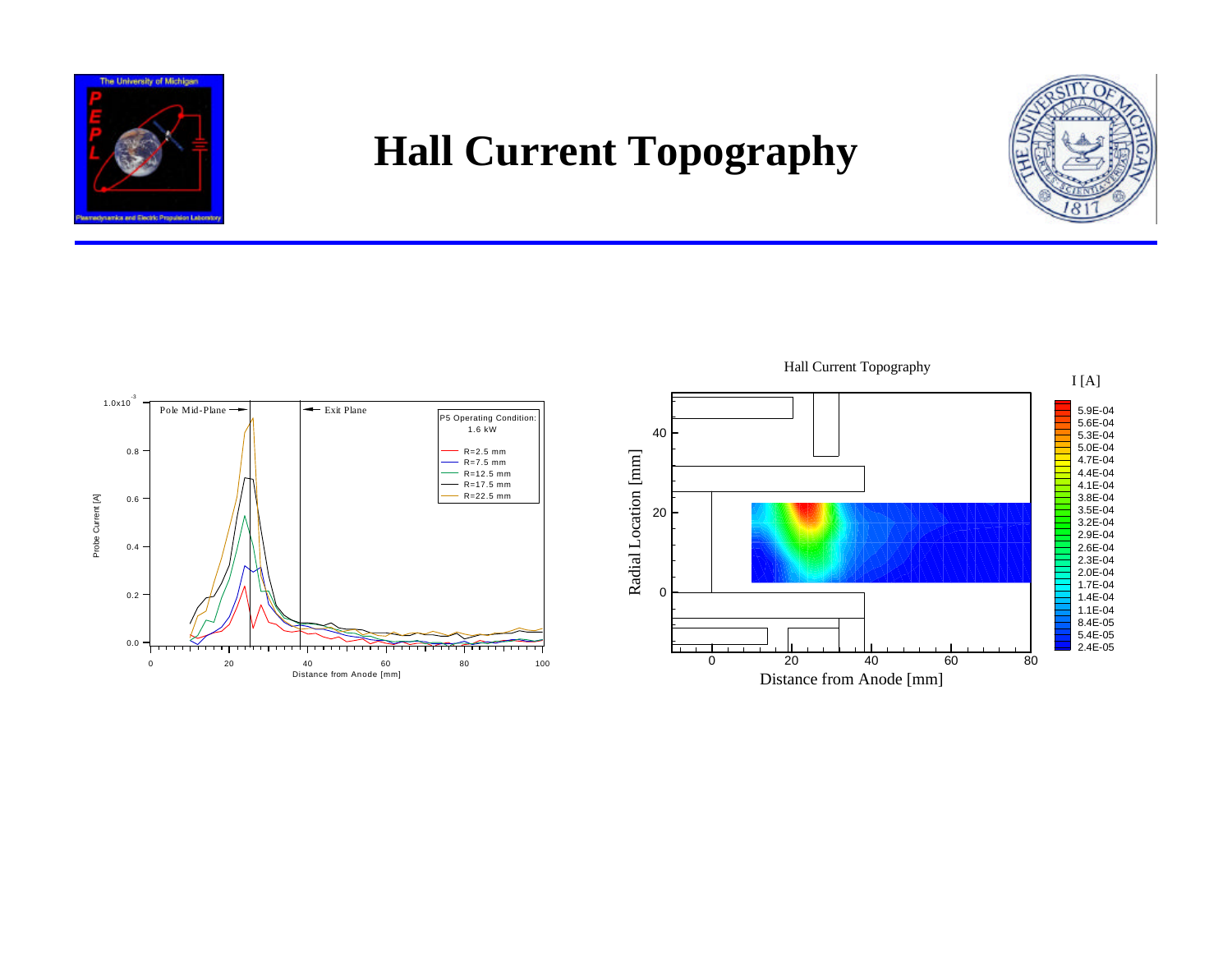# Hall Current Topography

1.0x10^-3

0.8

0.6

0.4

0.2

0.0

Probe Current [A]

0

20

40

60

80

100

Distance from Anode [mm]

Pole Mid-Plane

Exit Plane

P5 Operating Condition:
1.6 kW

R=2.5 mm

R=7.5 mm

R=12.5 mm

R=17.5 mm

R=22.5 mm

Hall Current Topography

I [A]

5.9E-04
5.6E-04
5.3E-04
5.0E-04
4.7E-04
4.4E-04
4.1E-04
3.8E-04
3.5E-04
3.2E-04
2.9E-04
2.6E-04
2.3E-04
2.0E-04
1.7E-04
1.4E-04
1.1E-04
8.4E-05
5.4E-05
2.4E-05

Radial Location [mm]

40

20

0

Distance from Anode [mm]

0

20

40

60

80